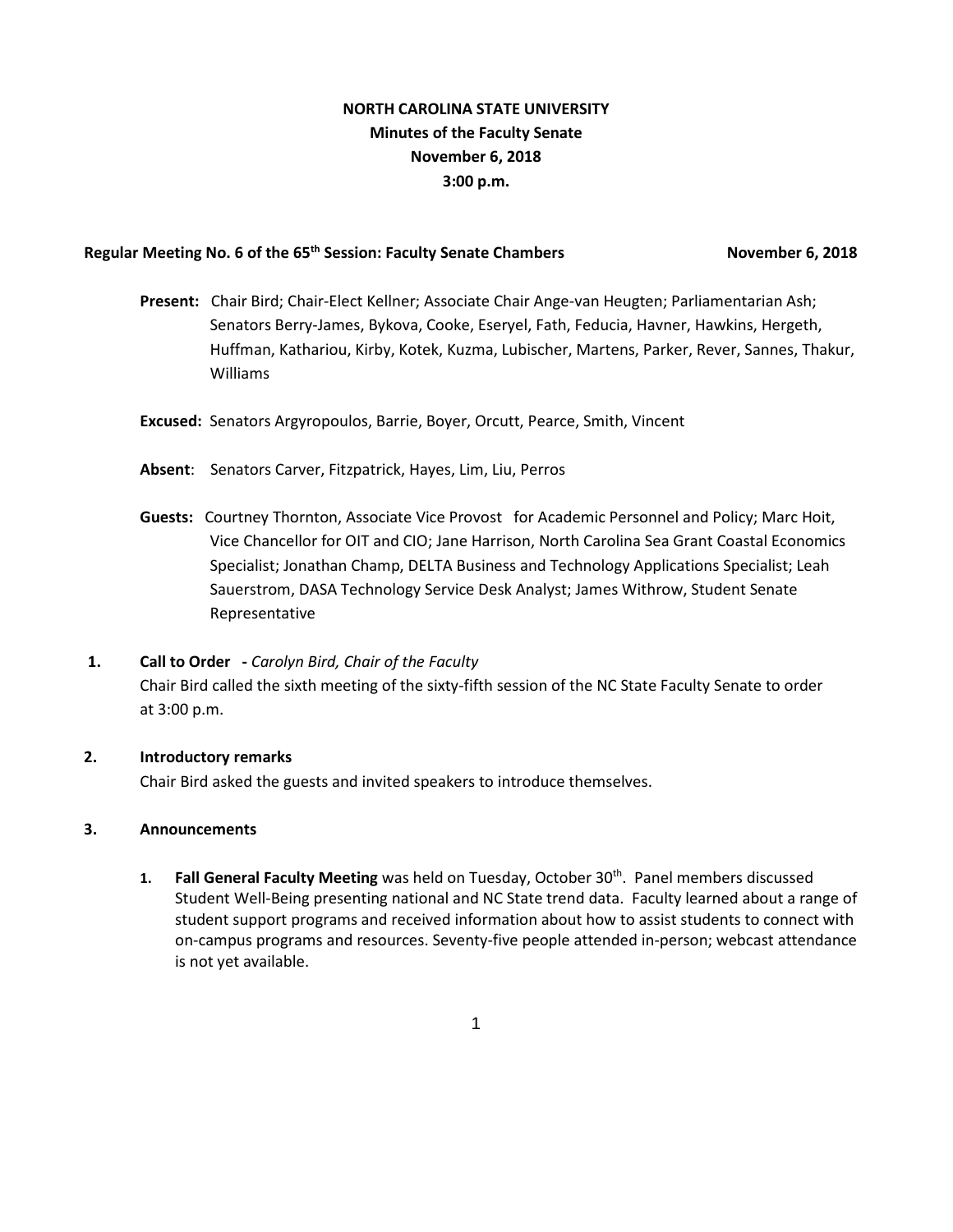**NORTH CAROLINA STATE UNIVERSITY**
**Minutes of the Faculty Senate**
**November 6, 2018**
**3:00 p.m.**

**Regular Meeting No. 6 of the 65th Session: Faculty Senate Chambers** **November 6, 2018**

**Present:** Chair Bird; Chair-Elect Kellner; Associate Chair Ange-van Heugten; Parliamentarian Ash; Senators Berry-James, Bykova, Cooke, Eseryel, Fath, Feducia, Havner, Hawkins, Hergeth, Huffman, Kathariou, Kirby, Kotek, Kuzma, Lubischer, Martens, Parker, Rever, Sannes, Thakur, Williams

**Excused:** Senators Argyropoulos, Barrie, Boyer, Orcutt, Pearce, Smith, Vincent

**Absent**: Senators Carver, Fitzpatrick, Hayes, Lim, Liu, Perros

**Guests:** Courtney Thornton, Associate Vice Provost for Academic Personnel and Policy; Marc Hoit, Vice Chancellor for OIT and CIO; Jane Harrison, North Carolina Sea Grant Coastal Economics Specialist; Jonathan Champ, DELTA Business and Technology Applications Specialist; Leah Sauerstrom, DASA Technology Service Desk Analyst; James Withrow, Student Senate Representative

**1. Call to Order -** *Carolyn Bird, Chair of the Faculty*

Chair Bird called the sixth meeting of the sixty-fifth session of the NC State Faculty Senate to order at 3:00 p.m.

**2. Introductory remarks**

Chair Bird asked the guests and invited speakers to introduce themselves.

**3. Announcements**

1. **Fall General Faculty Meeting** was held on Tuesday, October 30th. Panel members discussed Student Well-Being presenting national and NC State trend data. Faculty learned about a range of student support programs and received information about how to assist students to connect with on-campus programs and resources. Seventy-five people attended in-person; webcast attendance is not yet available.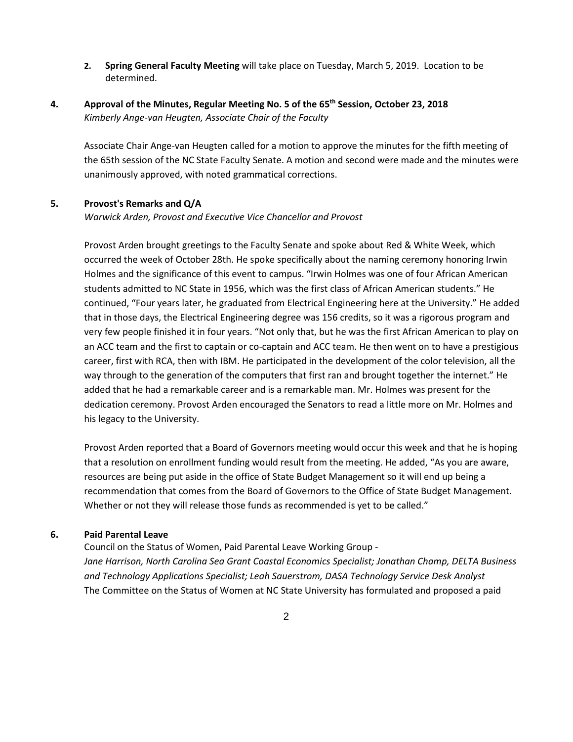2. **Spring General Faculty Meeting** will take place on Tuesday, March 5, 2019. Location to be determined.

### 4. Approval of the Minutes, Regular Meeting No. 5 of the 65th Session, October 23, 2018

*Kimberly Ange-van Heugten, Associate Chair of the Faculty*

Associate Chair Ange-van Heugten called for a motion to approve the minutes for the fifth meeting of the 65th session of the NC State Faculty Senate. A motion and second were made and the minutes were unanimously approved, with noted grammatical corrections.

### 5. Provost's Remarks and Q/A

*Warwick Arden, Provost and Executive Vice Chancellor and Provost*

Provost Arden brought greetings to the Faculty Senate and spoke about Red & White Week, which occurred the week of October 28th. He spoke specifically about the naming ceremony honoring Irwin Holmes and the significance of this event to campus. "Irwin Holmes was one of four African American students admitted to NC State in 1956, which was the first class of African American students." He continued, "Four years later, he graduated from Electrical Engineering here at the University." He added that in those days, the Electrical Engineering degree was 156 credits, so it was a rigorous program and very few people finished it in four years. "Not only that, but he was the first African American to play on an ACC team and the first to captain or co-captain and ACC team. He then went on to have a prestigious career, first with RCA, then with IBM. He participated in the development of the color television, all the way through to the generation of the computers that first ran and brought together the internet." He added that he had a remarkable career and is a remarkable man. Mr. Holmes was present for the dedication ceremony. Provost Arden encouraged the Senators to read a little more on Mr. Holmes and his legacy to the University.

Provost Arden reported that a Board of Governors meeting would occur this week and that he is hoping that a resolution on enrollment funding would result from the meeting. He added, "As you are aware, resources are being put aside in the office of State Budget Management so it will end up being a recommendation that comes from the Board of Governors to the Office of State Budget Management. Whether or not they will release those funds as recommended is yet to be called."

### 6. Paid Parental Leave

Council on the Status of Women, Paid Parental Leave Working Group -
*Jane Harrison, North Carolina Sea Grant Coastal Economics Specialist; Jonathan Champ, DELTA Business and Technology Applications Specialist; Leah Sauerstrom, DASA Technology Service Desk Analyst*

The Committee on the Status of Women at NC State University has formulated and proposed a paid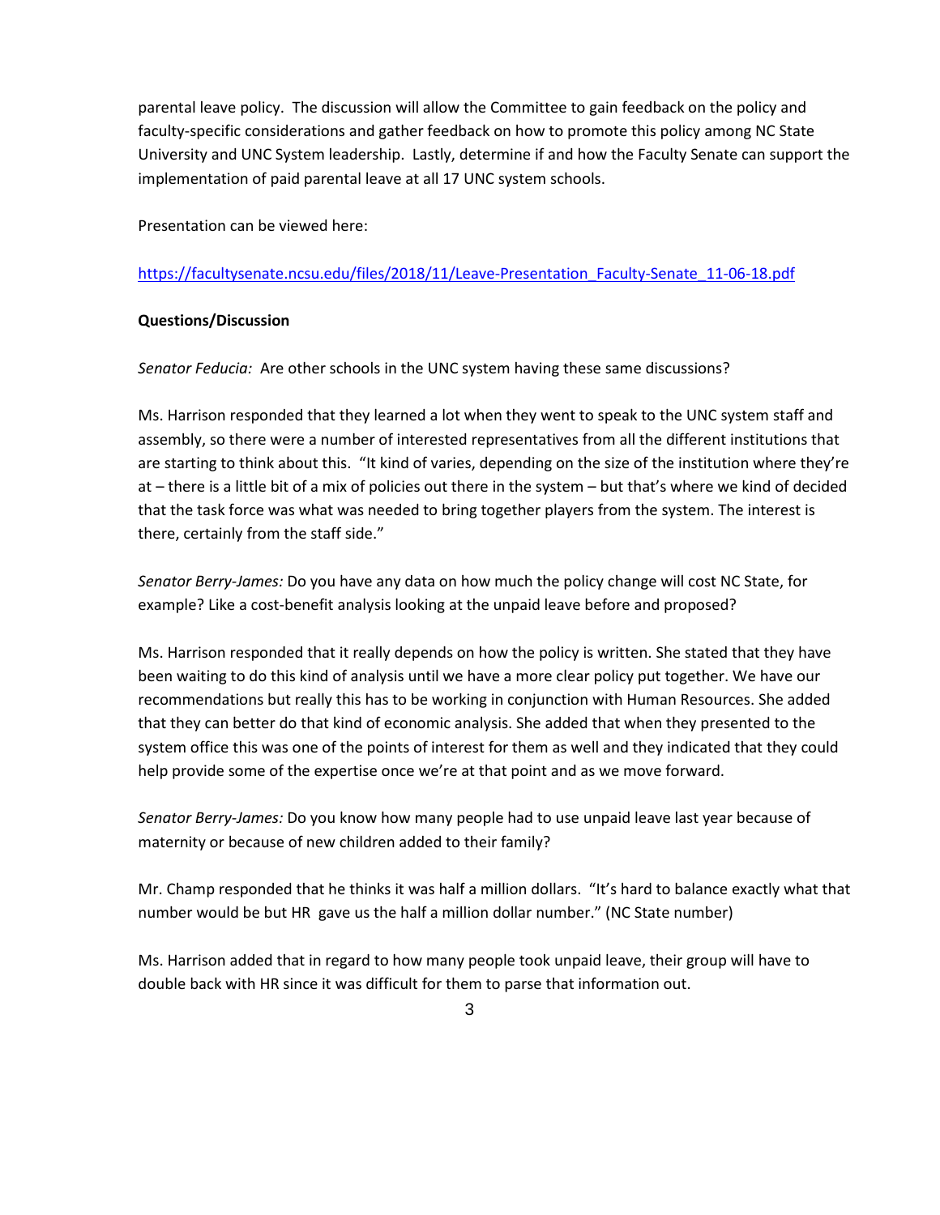parental leave policy. The discussion will allow the Committee to gain feedback on the policy and faculty-specific considerations and gather feedback on how to promote this policy among NC State University and UNC System leadership. Lastly, determine if and how the Faculty Senate can support the implementation of paid parental leave at all 17 UNC system schools.

Presentation can be viewed here:

https://facultysenate.ncsu.edu/files/2018/11/Leave-Presentation_Faculty-Senate_11-06-18.pdf

**Questions/Discussion**

*Senator Feducia:* Are other schools in the UNC system having these same discussions?

Ms. Harrison responded that they learned a lot when they went to speak to the UNC system staff and assembly, so there were a number of interested representatives from all the different institutions that are starting to think about this. "It kind of varies, depending on the size of the institution where they're at – there is a little bit of a mix of policies out there in the system – but that's where we kind of decided that the task force was what was needed to bring together players from the system. The interest is there, certainly from the staff side."

*Senator Berry-James:* Do you have any data on how much the policy change will cost NC State, for example? Like a cost-benefit analysis looking at the unpaid leave before and proposed?

Ms. Harrison responded that it really depends on how the policy is written. She stated that they have been waiting to do this kind of analysis until we have a more clear policy put together. We have our recommendations but really this has to be working in conjunction with Human Resources. She added that they can better do that kind of economic analysis. She added that when they presented to the system office this was one of the points of interest for them as well and they indicated that they could help provide some of the expertise once we're at that point and as we move forward.

*Senator Berry-James:* Do you know how many people had to use unpaid leave last year because of maternity or because of new children added to their family?

Mr. Champ responded that he thinks it was half a million dollars. "It's hard to balance exactly what that number would be but HR gave us the half a million dollar number." (NC State number)

Ms. Harrison added that in regard to how many people took unpaid leave, their group will have to double back with HR since it was difficult for them to parse that information out.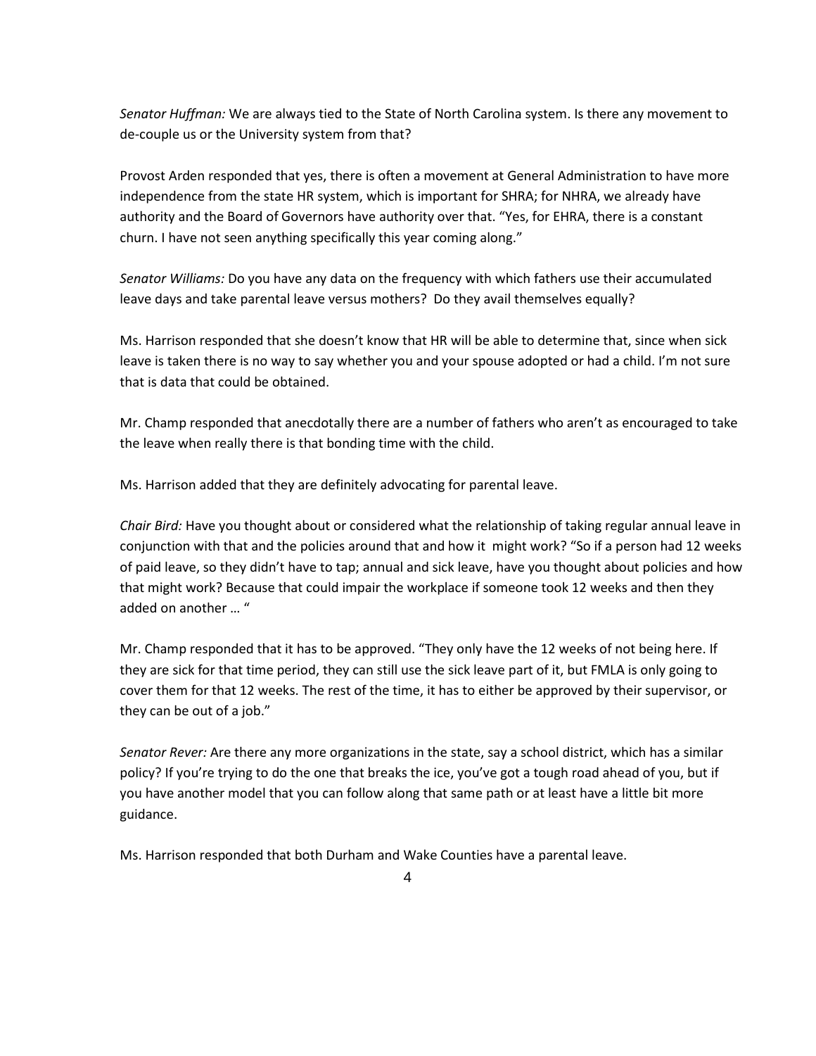*Senator Huffman:* We are always tied to the State of North Carolina system. Is there any movement to de-couple us or the University system from that?

Provost Arden responded that yes, there is often a movement at General Administration to have more independence from the state HR system, which is important for SHRA; for NHRA, we already have authority and the Board of Governors have authority over that. "Yes, for EHRA, there is a constant churn. I have not seen anything specifically this year coming along."

*Senator Williams:* Do you have any data on the frequency with which fathers use their accumulated leave days and take parental leave versus mothers? Do they avail themselves equally?

Ms. Harrison responded that she doesn't know that HR will be able to determine that, since when sick leave is taken there is no way to say whether you and your spouse adopted or had a child. I'm not sure that is data that could be obtained.

Mr. Champ responded that anecdotally there are a number of fathers who aren't as encouraged to take the leave when really there is that bonding time with the child.

Ms. Harrison added that they are definitely advocating for parental leave.

*Chair Bird:* Have you thought about or considered what the relationship of taking regular annual leave in conjunction with that and the policies around that and how it might work? "So if a person had 12 weeks of paid leave, so they didn't have to tap; annual and sick leave, have you thought about policies and how that might work? Because that could impair the workplace if someone took 12 weeks and then they added on another … "

Mr. Champ responded that it has to be approved. "They only have the 12 weeks of not being here. If they are sick for that time period, they can still use the sick leave part of it, but FMLA is only going to cover them for that 12 weeks. The rest of the time, it has to either be approved by their supervisor, or they can be out of a job."

*Senator Rever:* Are there any more organizations in the state, say a school district, which has a similar policy? If you're trying to do the one that breaks the ice, you've got a tough road ahead of you, but if you have another model that you can follow along that same path or at least have a little bit more guidance.

Ms. Harrison responded that both Durham and Wake Counties have a parental leave.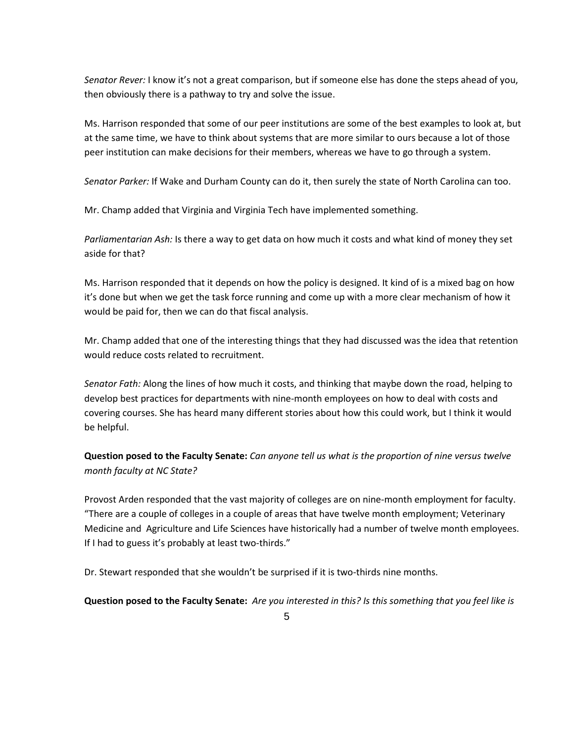*Senator Rever:* I know it's not a great comparison, but if someone else has done the steps ahead of you, then obviously there is a pathway to try and solve the issue.

Ms. Harrison responded that some of our peer institutions are some of the best examples to look at, but at the same time, we have to think about systems that are more similar to ours because a lot of those peer institution can make decisions for their members, whereas we have to go through a system.

*Senator Parker:* If Wake and Durham County can do it, then surely the state of North Carolina can too.

Mr. Champ added that Virginia and Virginia Tech have implemented something.

*Parliamentarian Ash:* Is there a way to get data on how much it costs and what kind of money they set aside for that?

Ms. Harrison responded that it depends on how the policy is designed. It kind of is a mixed bag on how it's done but when we get the task force running and come up with a more clear mechanism of how it would be paid for, then we can do that fiscal analysis.

Mr. Champ added that one of the interesting things that they had discussed was the idea that retention would reduce costs related to recruitment.

*Senator Fath:* Along the lines of how much it costs, and thinking that maybe down the road, helping to develop best practices for departments with nine-month employees on how to deal with costs and covering courses. She has heard many different stories about how this could work, but I think it would be helpful.

**Question posed to the Faculty Senate:** *Can anyone tell us what is the proportion of nine versus twelve month faculty at NC State?*

Provost Arden responded that the vast majority of colleges are on nine-month employment for faculty. "There are a couple of colleges in a couple of areas that have twelve month employment; Veterinary Medicine and Agriculture and Life Sciences have historically had a number of twelve month employees. If I had to guess it's probably at least two-thirds."

Dr. Stewart responded that she wouldn't be surprised if it is two-thirds nine months.

**Question posed to the Faculty Senate:** *Are you interested in this? Is this something that you feel like is*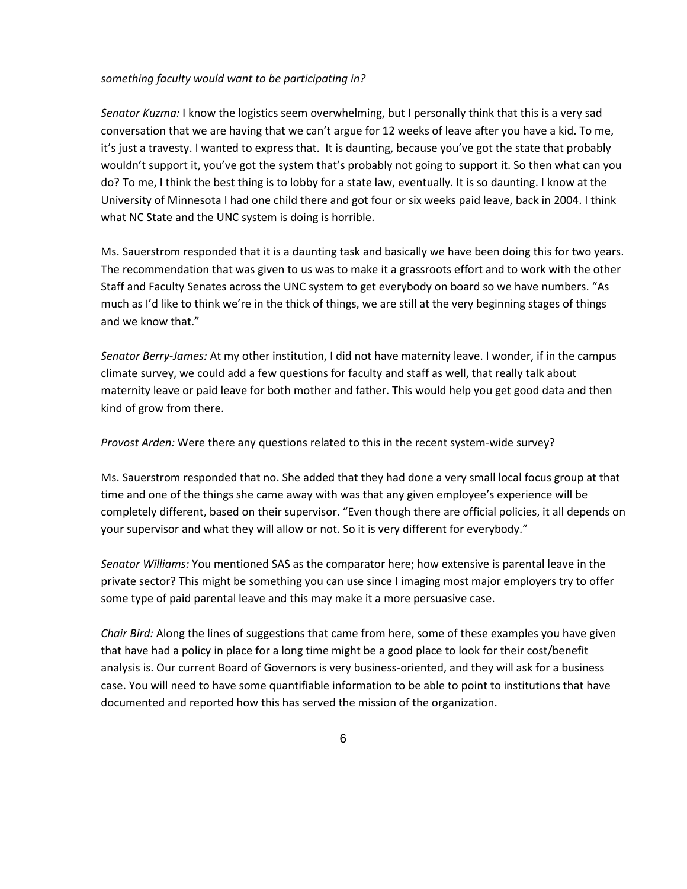*something faculty would want to be participating in?*

*Senator Kuzma:* I know the logistics seem overwhelming, but I personally think that this is a very sad conversation that we are having that we can't argue for 12 weeks of leave after you have a kid. To me, it's just a travesty. I wanted to express that. It is daunting, because you've got the state that probably wouldn't support it, you've got the system that's probably not going to support it. So then what can you do? To me, I think the best thing is to lobby for a state law, eventually. It is so daunting. I know at the University of Minnesota I had one child there and got four or six weeks paid leave, back in 2004. I think what NC State and the UNC system is doing is horrible.

Ms. Sauerstrom responded that it is a daunting task and basically we have been doing this for two years. The recommendation that was given to us was to make it a grassroots effort and to work with the other Staff and Faculty Senates across the UNC system to get everybody on board so we have numbers. "As much as I'd like to think we're in the thick of things, we are still at the very beginning stages of things and we know that."

*Senator Berry-James:* At my other institution, I did not have maternity leave. I wonder, if in the campus climate survey, we could add a few questions for faculty and staff as well, that really talk about maternity leave or paid leave for both mother and father. This would help you get good data and then kind of grow from there.

*Provost Arden:* Were there any questions related to this in the recent system-wide survey?

Ms. Sauerstrom responded that no. She added that they had done a very small local focus group at that time and one of the things she came away with was that any given employee's experience will be completely different, based on their supervisor. "Even though there are official policies, it all depends on your supervisor and what they will allow or not. So it is very different for everybody."

*Senator Williams:* You mentioned SAS as the comparator here; how extensive is parental leave in the private sector? This might be something you can use since I imaging most major employers try to offer some type of paid parental leave and this may make it a more persuasive case.

*Chair Bird:* Along the lines of suggestions that came from here, some of these examples you have given that have had a policy in place for a long time might be a good place to look for their cost/benefit analysis is. Our current Board of Governors is very business-oriented, and they will ask for a business case. You will need to have some quantifiable information to be able to point to institutions that have documented and reported how this has served the mission of the organization.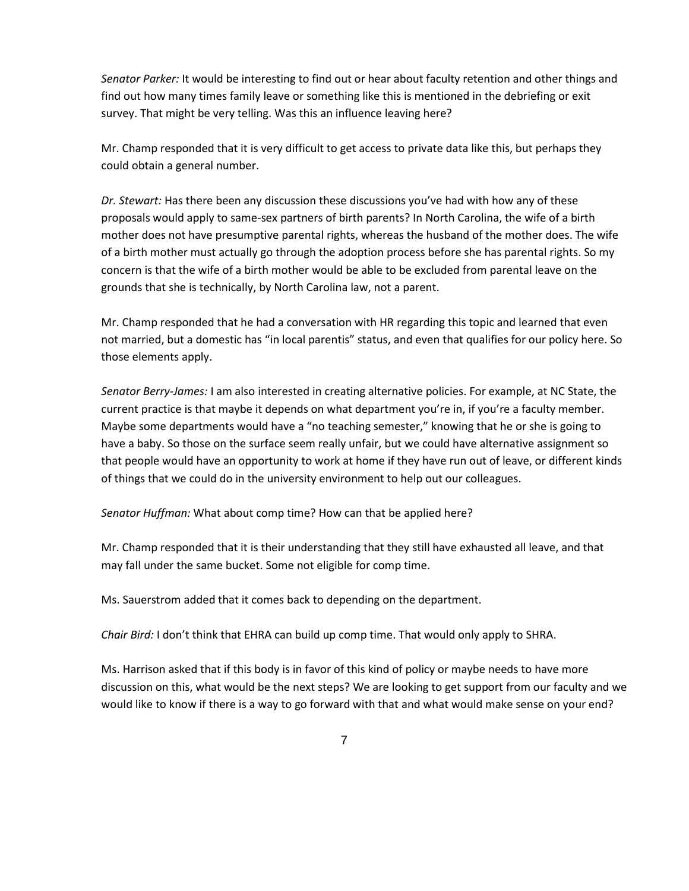*Senator Parker:* It would be interesting to find out or hear about faculty retention and other things and find out how many times family leave or something like this is mentioned in the debriefing or exit survey. That might be very telling. Was this an influence leaving here?

Mr. Champ responded that it is very difficult to get access to private data like this, but perhaps they could obtain a general number.

*Dr. Stewart:* Has there been any discussion these discussions you've had with how any of these proposals would apply to same-sex partners of birth parents? In North Carolina, the wife of a birth mother does not have presumptive parental rights, whereas the husband of the mother does. The wife of a birth mother must actually go through the adoption process before she has parental rights. So my concern is that the wife of a birth mother would be able to be excluded from parental leave on the grounds that she is technically, by North Carolina law, not a parent.

Mr. Champ responded that he had a conversation with HR regarding this topic and learned that even not married, but a domestic has "in local parentis" status, and even that qualifies for our policy here. So those elements apply.

*Senator Berry-James:* I am also interested in creating alternative policies. For example, at NC State, the current practice is that maybe it depends on what department you're in, if you're a faculty member. Maybe some departments would have a "no teaching semester," knowing that he or she is going to have a baby. So those on the surface seem really unfair, but we could have alternative assignment so that people would have an opportunity to work at home if they have run out of leave, or different kinds of things that we could do in the university environment to help out our colleagues.

*Senator Huffman:* What about comp time? How can that be applied here?

Mr. Champ responded that it is their understanding that they still have exhausted all leave, and that may fall under the same bucket. Some not eligible for comp time.

Ms. Sauerstrom added that it comes back to depending on the department.

*Chair Bird:* I don't think that EHRA can build up comp time. That would only apply to SHRA.

Ms. Harrison asked that if this body is in favor of this kind of policy or maybe needs to have more discussion on this, what would be the next steps? We are looking to get support from our faculty and we would like to know if there is a way to go forward with that and what would make sense on your end?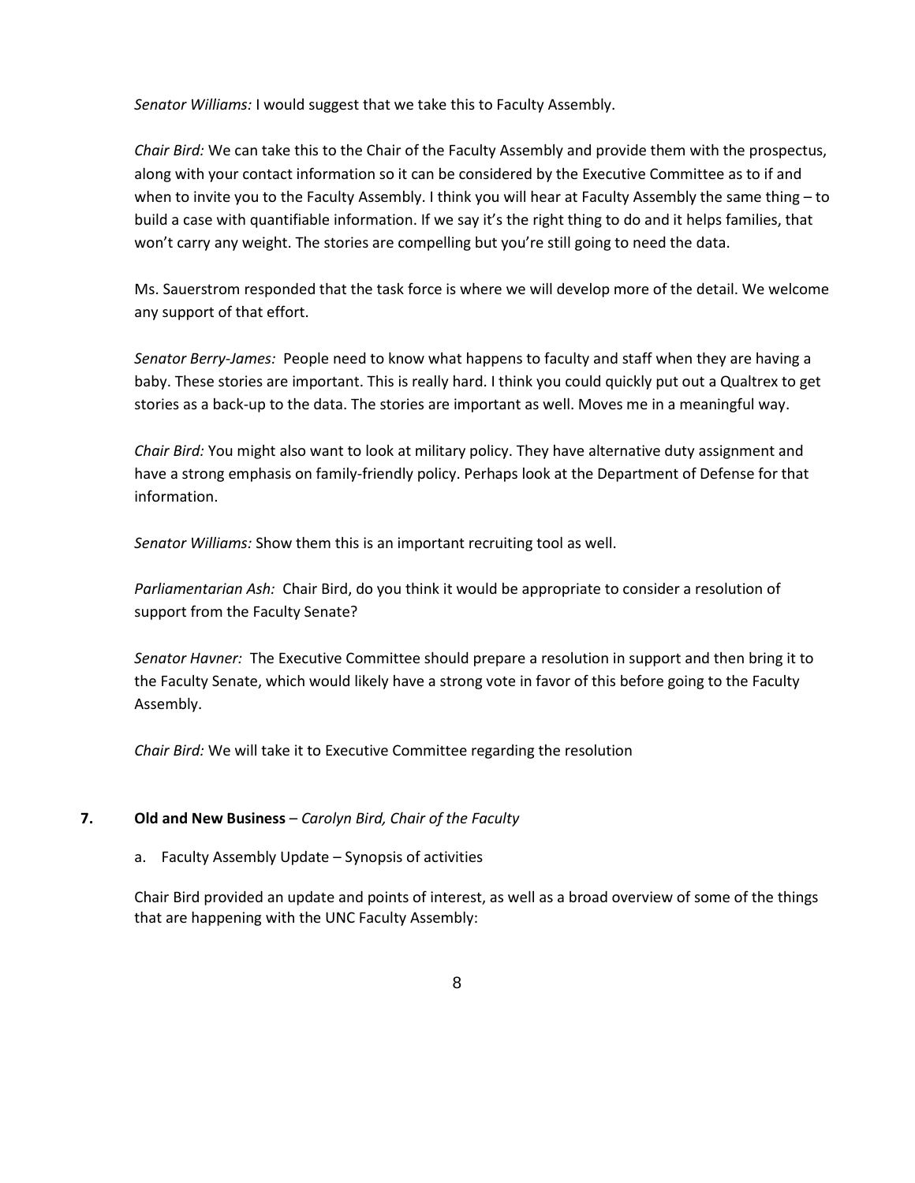*Senator Williams:* I would suggest that we take this to Faculty Assembly.

*Chair Bird:* We can take this to the Chair of the Faculty Assembly and provide them with the prospectus, along with your contact information so it can be considered by the Executive Committee as to if and when to invite you to the Faculty Assembly. I think you will hear at Faculty Assembly the same thing – to build a case with quantifiable information. If we say it's the right thing to do and it helps families, that won't carry any weight. The stories are compelling but you're still going to need the data.

Ms. Sauerstrom responded that the task force is where we will develop more of the detail. We welcome any support of that effort.

*Senator Berry-James:* People need to know what happens to faculty and staff when they are having a baby. These stories are important. This is really hard. I think you could quickly put out a Qualtrex to get stories as a back-up to the data. The stories are important as well. Moves me in a meaningful way.

*Chair Bird:* You might also want to look at military policy. They have alternative duty assignment and have a strong emphasis on family-friendly policy. Perhaps look at the Department of Defense for that information.

*Senator Williams:* Show them this is an important recruiting tool as well.

*Parliamentarian Ash:* Chair Bird, do you think it would be appropriate to consider a resolution of support from the Faculty Senate?

*Senator Havner:* The Executive Committee should prepare a resolution in support and then bring it to the Faculty Senate, which would likely have a strong vote in favor of this before going to the Faculty Assembly.

*Chair Bird:* We will take it to Executive Committee regarding the resolution

**7. Old and New Business** – *Carolyn Bird, Chair of the Faculty*

a. Faculty Assembly Update – Synopsis of activities

Chair Bird provided an update and points of interest, as well as a broad overview of some of the things that are happening with the UNC Faculty Assembly: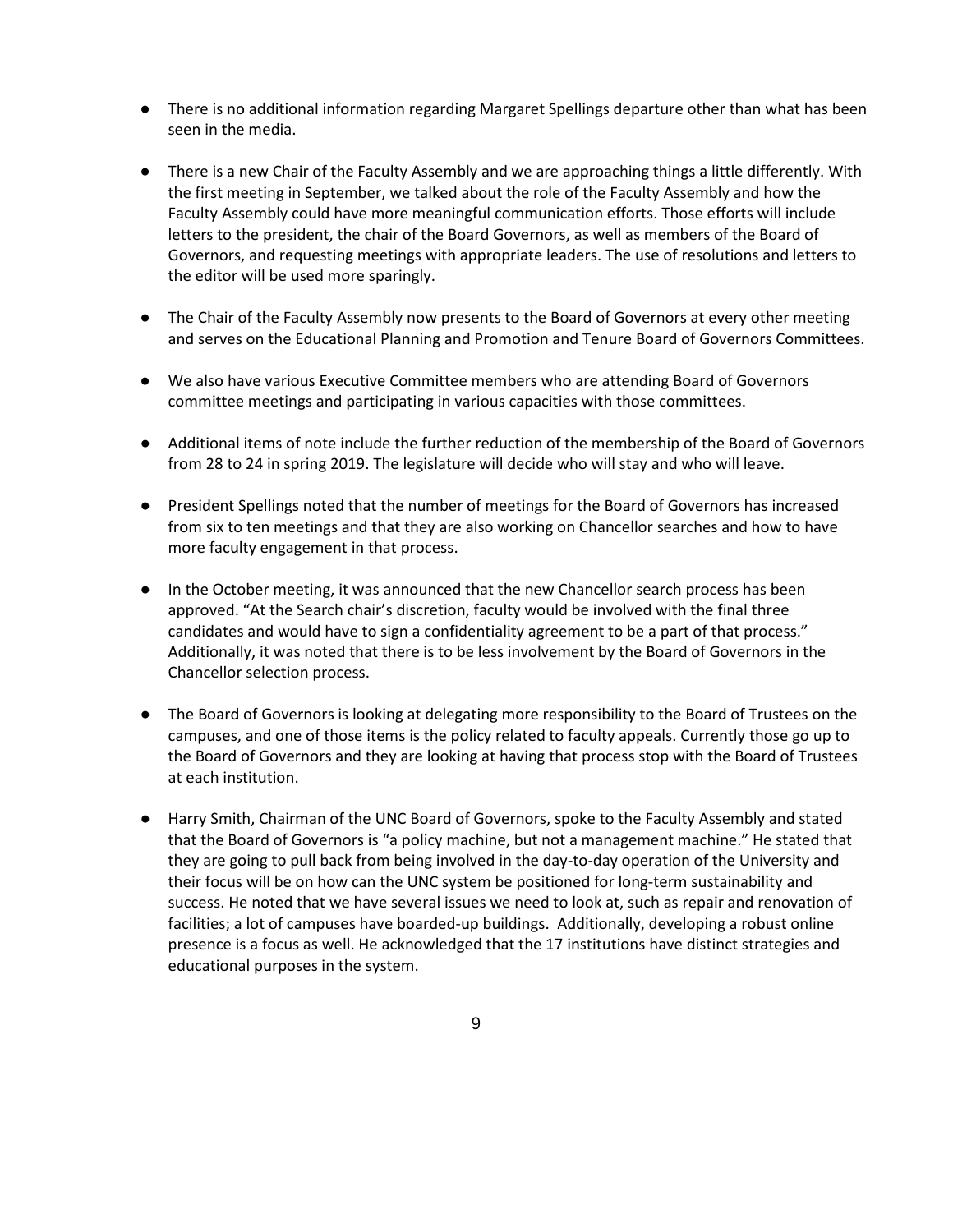- There is no additional information regarding Margaret Spellings departure other than what has been seen in the media.

- There is a new Chair of the Faculty Assembly and we are approaching things a little differently. With the first meeting in September, we talked about the role of the Faculty Assembly and how the Faculty Assembly could have more meaningful communication efforts. Those efforts will include letters to the president, the chair of the Board Governors, as well as members of the Board of Governors, and requesting meetings with appropriate leaders. The use of resolutions and letters to the editor will be used more sparingly.

- The Chair of the Faculty Assembly now presents to the Board of Governors at every other meeting and serves on the Educational Planning and Promotion and Tenure Board of Governors Committees.

- We also have various Executive Committee members who are attending Board of Governors committee meetings and participating in various capacities with those committees.

- Additional items of note include the further reduction of the membership of the Board of Governors from 28 to 24 in spring 2019. The legislature will decide who will stay and who will leave.

- President Spellings noted that the number of meetings for the Board of Governors has increased from six to ten meetings and that they are also working on Chancellor searches and how to have more faculty engagement in that process.

- In the October meeting, it was announced that the new Chancellor search process has been approved. "At the Search chair's discretion, faculty would be involved with the final three candidates and would have to sign a confidentiality agreement to be a part of that process." Additionally, it was noted that there is to be less involvement by the Board of Governors in the Chancellor selection process.

- The Board of Governors is looking at delegating more responsibility to the Board of Trustees on the campuses, and one of those items is the policy related to faculty appeals. Currently those go up to the Board of Governors and they are looking at having that process stop with the Board of Trustees at each institution.

- Harry Smith, Chairman of the UNC Board of Governors, spoke to the Faculty Assembly and stated that the Board of Governors is "a policy machine, but not a management machine." He stated that they are going to pull back from being involved in the day-to-day operation of the University and their focus will be on how can the UNC system be positioned for long-term sustainability and success. He noted that we have several issues we need to look at, such as repair and renovation of facilities; a lot of campuses have boarded-up buildings. Additionally, developing a robust online presence is a focus as well. He acknowledged that the 17 institutions have distinct strategies and educational purposes in the system.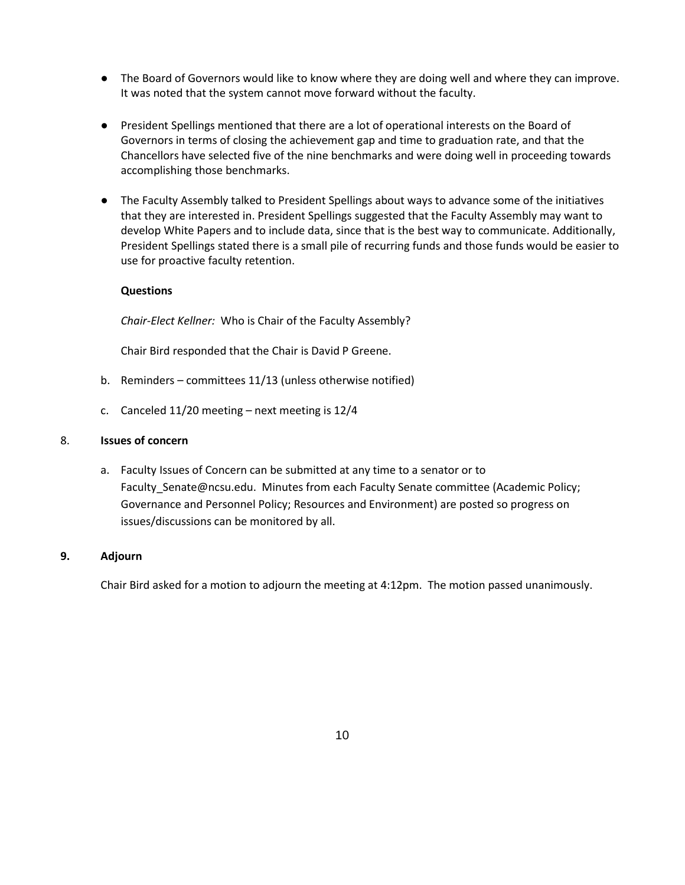- The Board of Governors would like to know where they are doing well and where they can improve. It was noted that the system cannot move forward without the faculty.

- President Spellings mentioned that there are a lot of operational interests on the Board of Governors in terms of closing the achievement gap and time to graduation rate, and that the Chancellors have selected five of the nine benchmarks and were doing well in proceeding towards accomplishing those benchmarks.

- The Faculty Assembly talked to President Spellings about ways to advance some of the initiatives that they are interested in. President Spellings suggested that the Faculty Assembly may want to develop White Papers and to include data, since that is the best way to communicate. Additionally, President Spellings stated there is a small pile of recurring funds and those funds would be easier to use for proactive faculty retention.

  **Questions**

  *Chair-Elect Kellner:* Who is Chair of the Faculty Assembly?

  Chair Bird responded that the Chair is David P Greene.

b. Reminders – committees 11/13 (unless otherwise notified)

c. Canceled 11/20 meeting – next meeting is 12/4

8. **Issues of concern**

   a. Faculty Issues of Concern can be submitted at any time to a senator or to Faculty_Senate@ncsu.edu. Minutes from each Faculty Senate committee (Academic Policy; Governance and Personnel Policy; Resources and Environment) are posted so progress on issues/discussions can be monitored by all.

**9. Adjourn**

Chair Bird asked for a motion to adjourn the meeting at 4:12pm. The motion passed unanimously.